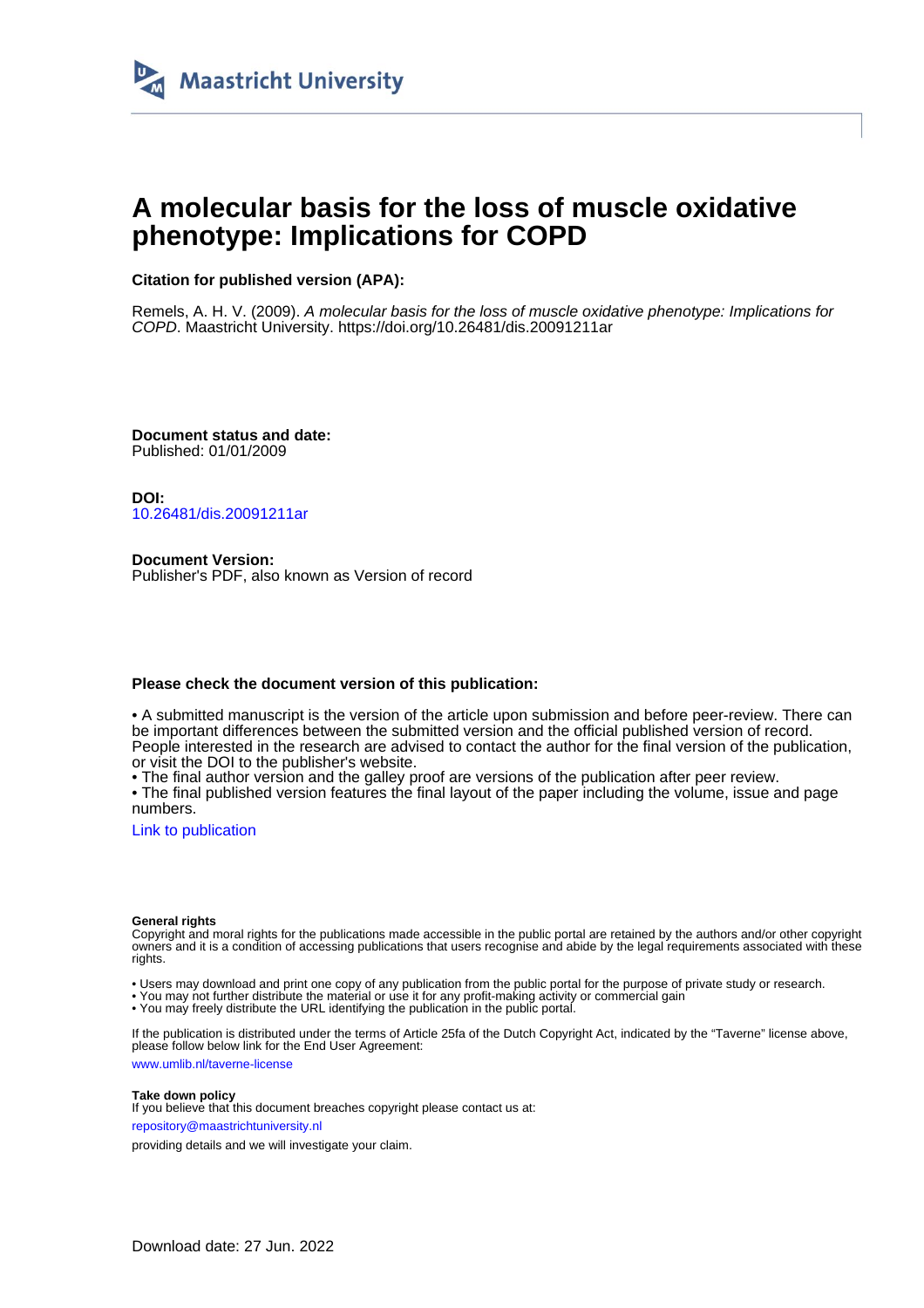# A molecular basis for the loss of muscle oxidative phenotype: Implications for COPD

**Citation for published version (APA):**

Remels, A. H. V. (2009). *A molecular basis for the loss of muscle oxidative phenotype: Implications for COPD*. Maastricht University. https://doi.org/10.26481/dis.20091211ar

**Document status and date:**
Published: 01/01/2009

**DOI:**
10.26481/dis.20091211ar

**Document Version:**
Publisher's PDF, also known as Version of record

**Please check the document version of this publication:**

• A submitted manuscript is the version of the article upon submission and before peer-review. There can be important differences between the submitted version and the official published version of record. People interested in the research are advised to contact the author for the final version of the publication, or visit the DOI to the publisher's website.
• The final author version and the galley proof are versions of the publication after peer review.
• The final published version features the final layout of the paper including the volume, issue and page numbers.

Link to publication

**General rights**
Copyright and moral rights for the publications made accessible in the public portal are retained by the authors and/or other copyright owners and it is a condition of accessing publications that users recognise and abide by the legal requirements associated with these rights.

• Users may download and print one copy of any publication from the public portal for the purpose of private study or research.
• You may not further distribute the material or use it for any profit-making activity or commercial gain
• You may freely distribute the URL identifying the publication in the public portal.

If the publication is distributed under the terms of Article 25fa of the Dutch Copyright Act, indicated by the "Taverne" license above, please follow below link for the End User Agreement:

www.umlib.nl/taverne-license

**Take down policy**
If you believe that this document breaches copyright please contact us at:

repository@maastrichtuniversity.nl

providing details and we will investigate your claim.

Download date: 27 Jun. 2022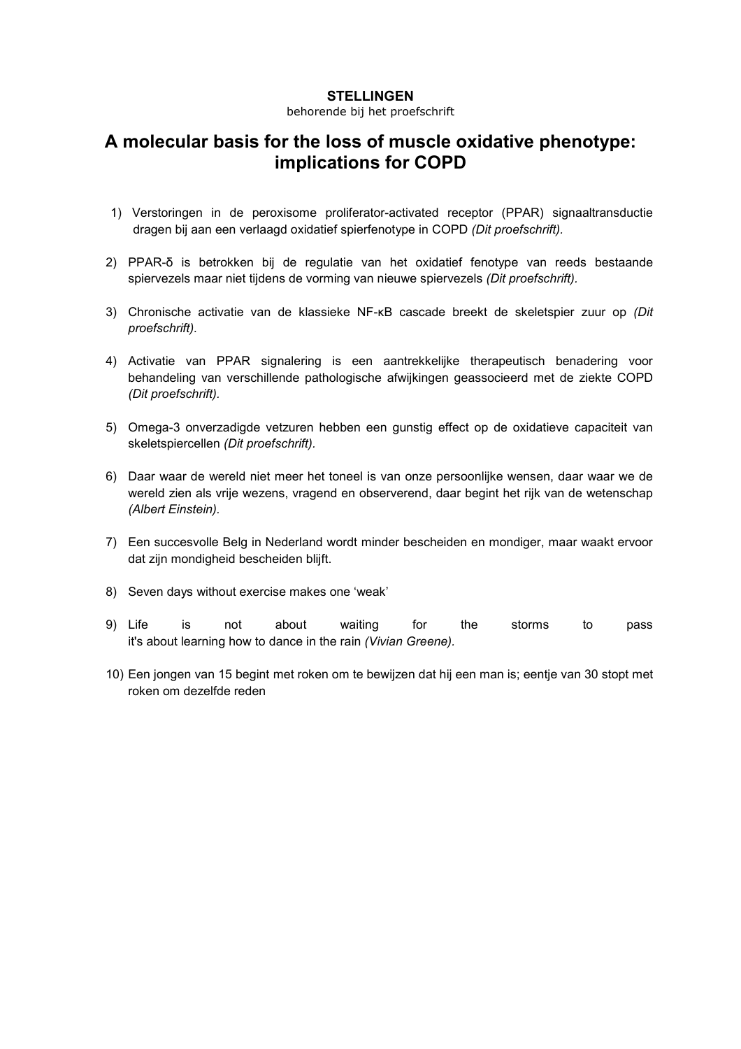**STELLINGEN**

behorende bij het proefschrift

# A molecular basis for the loss of muscle oxidative phenotype: implications for COPD

1) Verstoringen in de peroxisome proliferator-activated receptor (PPAR) signaaltransductie dragen bij aan een verlaagd oxidatief spierfenotype in COPD *(Dit proefschrift).*

2) PPAR-δ is betrokken bij de regulatie van het oxidatief fenotype van reeds bestaande spiervezels maar niet tijdens de vorming van nieuwe spiervezels *(Dit proefschrift).*

3) Chronische activatie van de klassieke NF-κB cascade breekt de skeletspier zuur op *(Dit proefschrift).*

4) Activatie van PPAR signalering is een aantrekkelijke therapeutisch benadering voor behandeling van verschillende pathologische afwijkingen geassocieerd met de ziekte COPD *(Dit proefschrift).*

5) Omega-3 onverzadigde vetzuren hebben een gunstig effect op de oxidatieve capaciteit van skeletspiercellen *(Dit proefschrift).*

6) Daar waar de wereld niet meer het toneel is van onze persoonlijke wensen, daar waar we de wereld zien als vrije wezens, vragend en observerend, daar begint het rijk van de wetenschap *(Albert Einstein).*

7) Een succesvolle Belg in Nederland wordt minder bescheiden en mondiger, maar waakt ervoor dat zijn mondigheid bescheiden blijft.

8) Seven days without exercise makes one 'weak'

9) Life is not about waiting for the storms to pass it's about learning how to dance in the rain *(Vivian Greene).*

10) Een jongen van 15 begint met roken om te bewijzen dat hij een man is; eentje van 30 stopt met roken om dezelfde reden